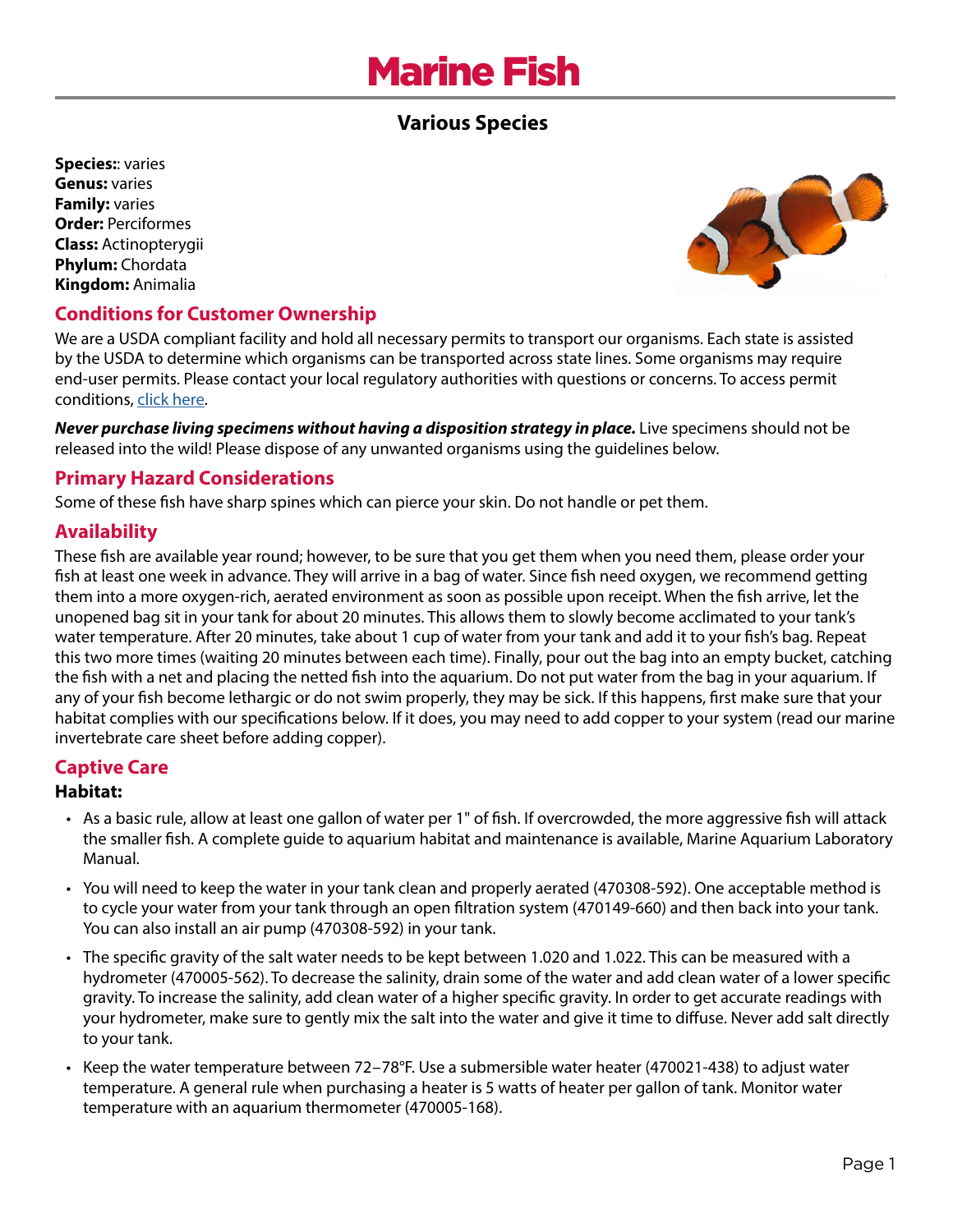# Marine Fish

## Various Species

**Species:**: varies
**Genus:** varies
**Family:** varies
**Order:** Perciformes
**Class:** Actinopterygii
**Phylum:** Chordata
**Kingdom:** Animalia

## Conditions for Customer Ownership

We are a USDA compliant facility and hold all necessary permits to transport our organisms. Each state is assisted by the USDA to determine which organisms can be transported across state lines. Some organisms may require end-user permits. Please contact your local regulatory authorities with questions or concerns. To access permit conditions, click here.

***Never purchase living specimens without having a disposition strategy in place.*** Live specimens should not be released into the wild! Please dispose of any unwanted organisms using the guidelines below.

## Primary Hazard Considerations

Some of these fish have sharp spines which can pierce your skin. Do not handle or pet them.

## Availability

These fish are available year round; however, to be sure that you get them when you need them, please order your fish at least one week in advance. They will arrive in a bag of water. Since fish need oxygen, we recommend getting them into a more oxygen-rich, aerated environment as soon as possible upon receipt. When the fish arrive, let the unopened bag sit in your tank for about 20 minutes. This allows them to slowly become acclimated to your tank's water temperature. After 20 minutes, take about 1 cup of water from your tank and add it to your fish's bag. Repeat this two more times (waiting 20 minutes between each time). Finally, pour out the bag into an empty bucket, catching the fish with a net and placing the netted fish into the aquarium. Do not put water from the bag in your aquarium. If any of your fish become lethargic or do not swim properly, they may be sick. If this happens, first make sure that your habitat complies with our specifications below. If it does, you may need to add copper to your system (read our marine invertebrate care sheet before adding copper).

## Captive Care

### Habitat:

- As a basic rule, allow at least one gallon of water per 1" of fish. If overcrowded, the more aggressive fish will attack the smaller fish. A complete guide to aquarium habitat and maintenance is available, Marine Aquarium Laboratory Manual.
- You will need to keep the water in your tank clean and properly aerated (470308-592). One acceptable method is to cycle your water from your tank through an open filtration system (470149-660) and then back into your tank. You can also install an air pump (470308-592) in your tank.
- The specific gravity of the salt water needs to be kept between 1.020 and 1.022. This can be measured with a hydrometer (470005-562). To decrease the salinity, drain some of the water and add clean water of a lower specific gravity. To increase the salinity, add clean water of a higher specific gravity. In order to get accurate readings with your hydrometer, make sure to gently mix the salt into the water and give it time to diffuse. Never add salt directly to your tank.
- Keep the water temperature between 72–78°F. Use a submersible water heater (470021-438) to adjust water temperature. A general rule when purchasing a heater is 5 watts of heater per gallon of tank. Monitor water temperature with an aquarium thermometer (470005-168).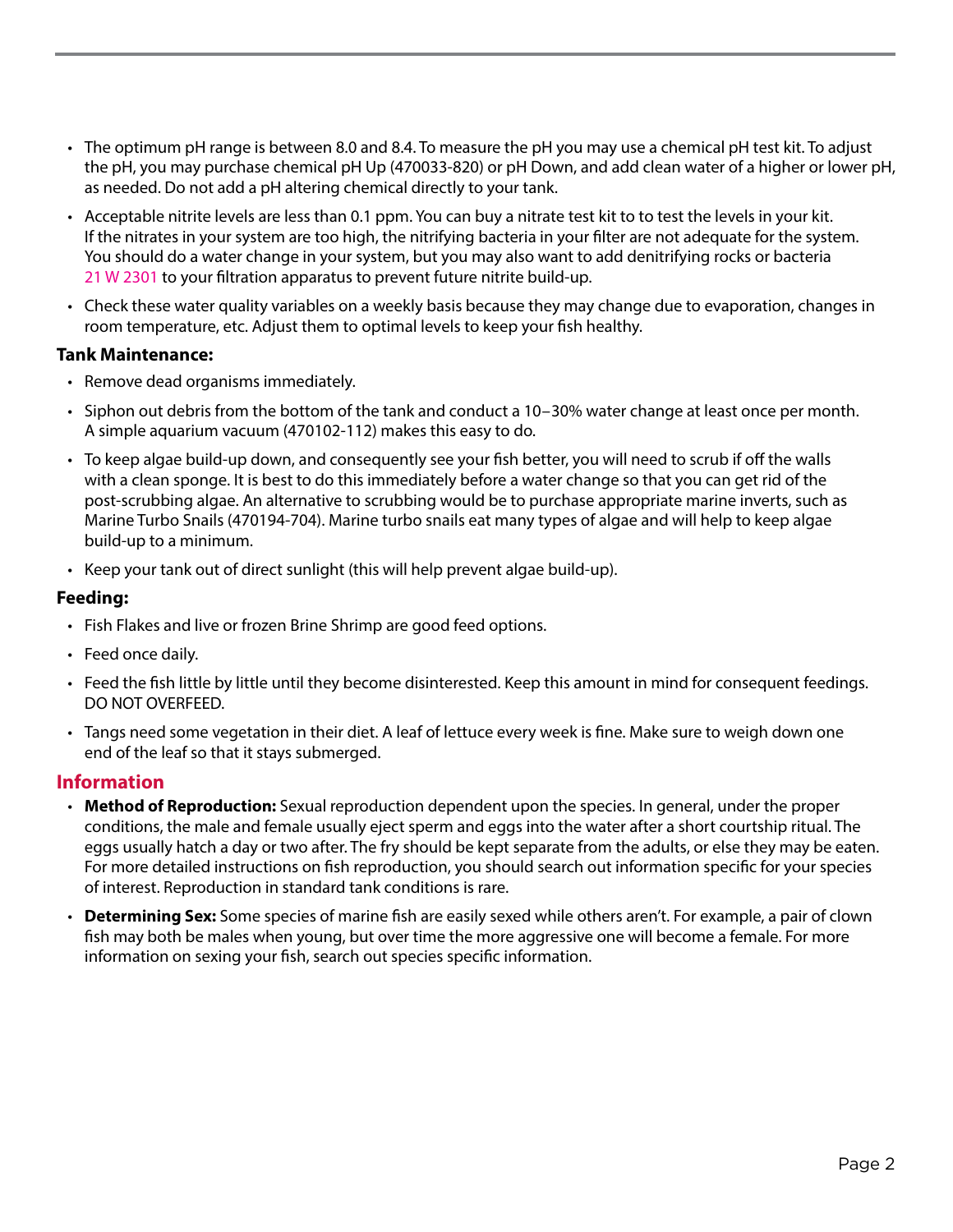- The optimum pH range is between 8.0 and 8.4. To measure the pH you may use a chemical pH test kit. To adjust the pH, you may purchase chemical pH Up (470033-820) or pH Down, and add clean water of a higher or lower pH, as needed. Do not add a pH altering chemical directly to your tank.
- Acceptable nitrite levels are less than 0.1 ppm. You can buy a nitrate test kit to to test the levels in your kit. If the nitrates in your system are too high, the nitrifying bacteria in your filter are not adequate for the system. You should do a water change in your system, but you may also want to add denitrifying rocks or bacteria 21 W 2301 to your filtration apparatus to prevent future nitrite build-up.
- Check these water quality variables on a weekly basis because they may change due to evaporation, changes in room temperature, etc. Adjust them to optimal levels to keep your fish healthy.

### Tank Maintenance:

- Remove dead organisms immediately.
- Siphon out debris from the bottom of the tank and conduct a 10–30% water change at least once per month. A simple aquarium vacuum (470102-112) makes this easy to do.
- To keep algae build-up down, and consequently see your fish better, you will need to scrub if off the walls with a clean sponge. It is best to do this immediately before a water change so that you can get rid of the post-scrubbing algae. An alternative to scrubbing would be to purchase appropriate marine inverts, such as Marine Turbo Snails (470194-704). Marine turbo snails eat many types of algae and will help to keep algae build-up to a minimum.
- Keep your tank out of direct sunlight (this will help prevent algae build-up).

### Feeding:

- Fish Flakes and live or frozen Brine Shrimp are good feed options.
- Feed once daily.
- Feed the fish little by little until they become disinterested. Keep this amount in mind for consequent feedings. DO NOT OVERFEED.
- Tangs need some vegetation in their diet. A leaf of lettuce every week is fine. Make sure to weigh down one end of the leaf so that it stays submerged.

## Information

- **Method of Reproduction:** Sexual reproduction dependent upon the species. In general, under the proper conditions, the male and female usually eject sperm and eggs into the water after a short courtship ritual. The eggs usually hatch a day or two after. The fry should be kept separate from the adults, or else they may be eaten. For more detailed instructions on fish reproduction, you should search out information specific for your species of interest. Reproduction in standard tank conditions is rare.
- **Determining Sex:** Some species of marine fish are easily sexed while others aren't. For example, a pair of clown fish may both be males when young, but over time the more aggressive one will become a female. For more information on sexing your fish, search out species specific information.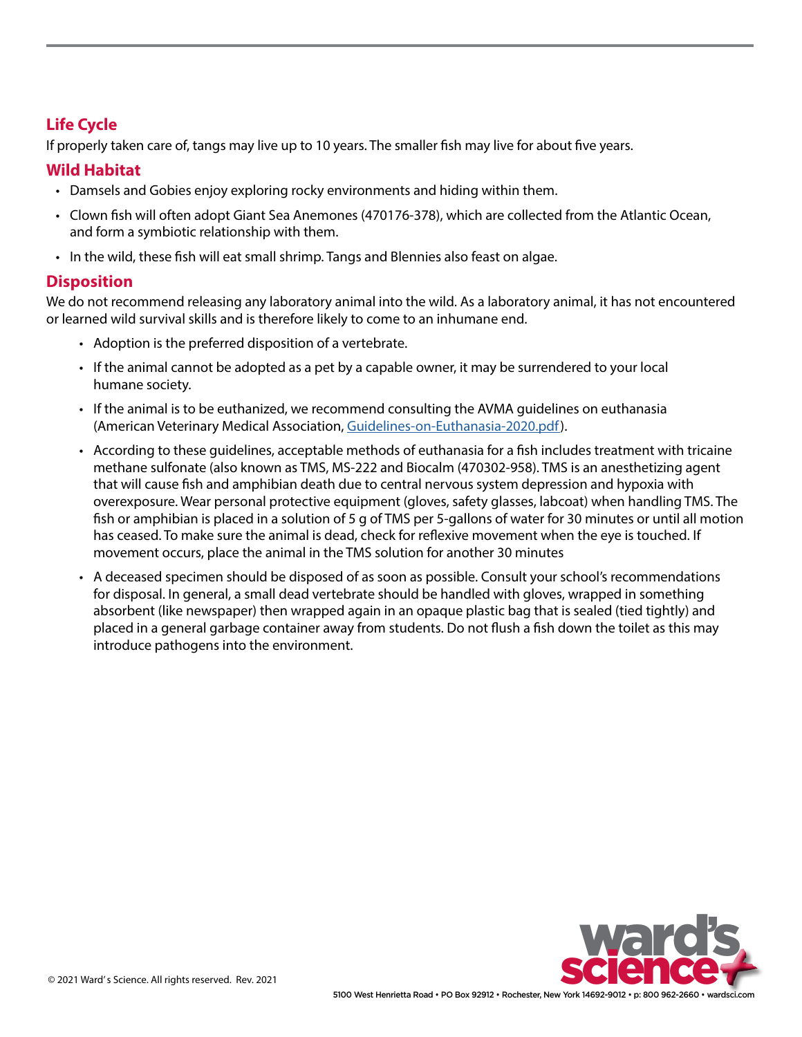## Life Cycle

If properly taken care of, tangs may live up to 10 years. The smaller fish may live for about five years.

## Wild Habitat

- Damsels and Gobies enjoy exploring rocky environments and hiding within them.
- Clown fish will often adopt Giant Sea Anemones (470176-378), which are collected from the Atlantic Ocean, and form a symbiotic relationship with them.
- In the wild, these fish will eat small shrimp. Tangs and Blennies also feast on algae.

## Disposition

We do not recommend releasing any laboratory animal into the wild. As a laboratory animal, it has not encountered or learned wild survival skills and is therefore likely to come to an inhumane end.

- Adoption is the preferred disposition of a vertebrate.
- If the animal cannot be adopted as a pet by a capable owner, it may be surrendered to your local humane society.
- If the animal is to be euthanized, we recommend consulting the AVMA guidelines on euthanasia (American Veterinary Medical Association, [Guidelines-on-Euthanasia-2020.pdf](Guidelines-on-Euthanasia-2020.pdf)).
- According to these guidelines, acceptable methods of euthanasia for a fish includes treatment with tricaine methane sulfonate (also known as TMS, MS-222 and Biocalm (470302-958). TMS is an anesthetizing agent that will cause fish and amphibian death due to central nervous system depression and hypoxia with overexposure. Wear personal protective equipment (gloves, safety glasses, labcoat) when handling TMS. The fish or amphibian is placed in a solution of 5 g of TMS per 5-gallons of water for 30 minutes or until all motion has ceased. To make sure the animal is dead, check for reflexive movement when the eye is touched. If movement occurs, place the animal in the TMS solution for another 30 minutes
- A deceased specimen should be disposed of as soon as possible. Consult your school's recommendations for disposal. In general, a small dead vertebrate should be handled with gloves, wrapped in something absorbent (like newspaper) then wrapped again in an opaque plastic bag that is sealed (tied tightly) and placed in a general garbage container away from students. Do not flush a fish down the toilet as this may introduce pathogens into the environment.

© 2021 Ward's Science. All rights reserved. Rev. 2021

5100 West Henrietta Road • PO Box 92912 • Rochester, New York 14692-9012 • p: 800 962-2660 • wardsci.com